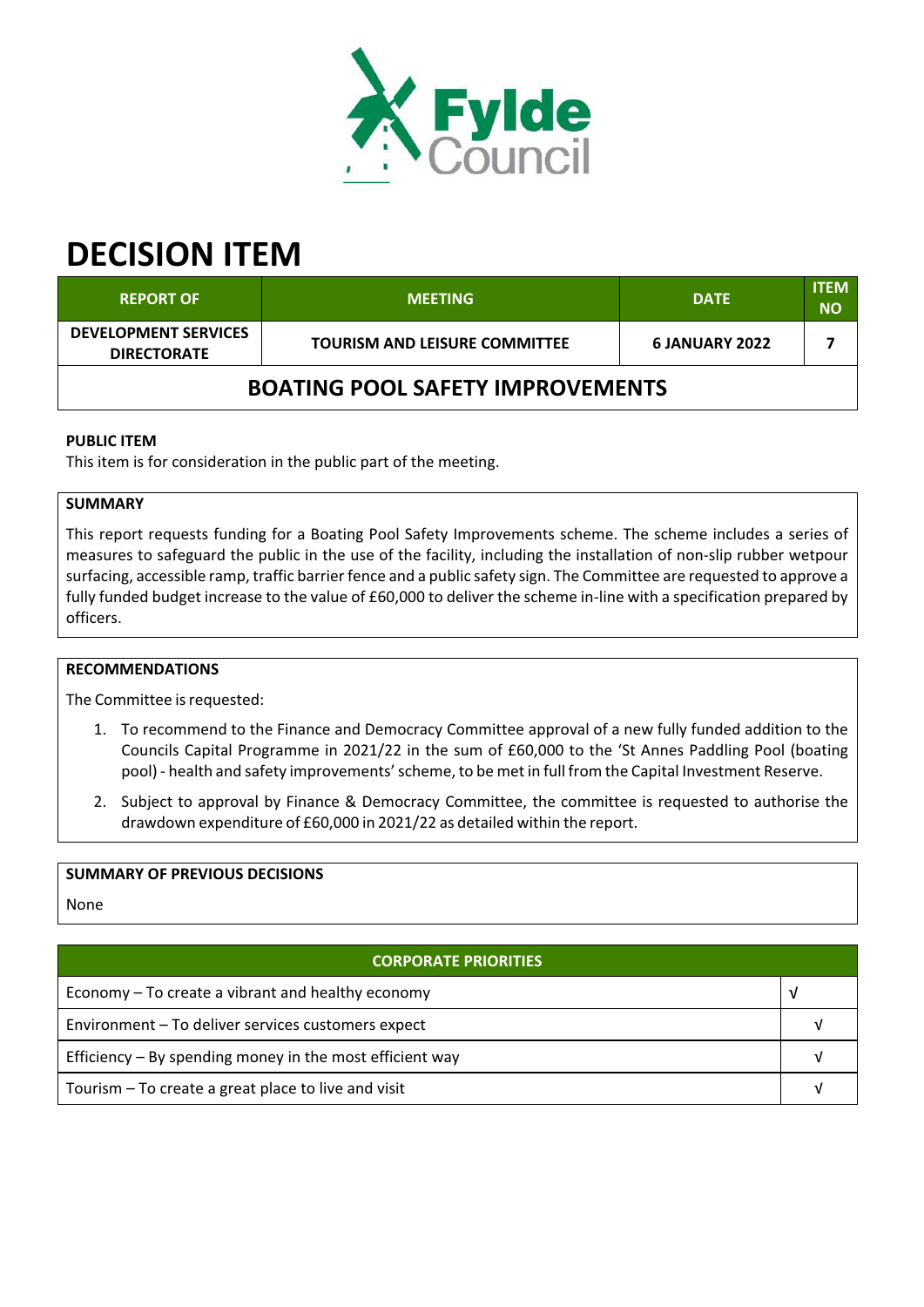# DECISION ITEM

| REPORT OF | MEETING | DATE | ITEM NO |
|---|---|---|---|
| DEVELOPMENT SERVICES DIRECTORATE | TOURISM AND LEISURE COMMITTEE | 6 JANUARY 2022 | 7 |

## BOATING POOL SAFETY IMPROVEMENTS

**PUBLIC ITEM**

This item is for consideration in the public part of the meeting.

**SUMMARY**

This report requests funding for a Boating Pool Safety Improvements scheme. The scheme includes a series of measures to safeguard the public in the use of the facility, including the installation of non-slip rubber wetpour surfacing, accessible ramp, traffic barrier fence and a public safety sign. The Committee are requested to approve a fully funded budget increase to the value of £60,000 to deliver the scheme in-line with a specification prepared by officers.

**RECOMMENDATIONS**

The Committee is requested:

1. To recommend to the Finance and Democracy Committee approval of a new fully funded addition to the Councils Capital Programme in 2021/22 in the sum of £60,000 to the 'St Annes Paddling Pool (boating pool) - health and safety improvements' scheme, to be met in full from the Capital Investment Reserve.
2. Subject to approval by Finance & Democracy Committee, the committee is requested to authorise the drawdown expenditure of £60,000 in 2021/22 as detailed within the report.

**SUMMARY OF PREVIOUS DECISIONS**

None

| CORPORATE PRIORITIES | |
|---|---|
| Economy – To create a vibrant and healthy economy | √ |
| Environment – To deliver services customers expect | √ |
| Efficiency – By spending money in the most efficient way | √ |
| Tourism – To create a great place to live and visit | √ |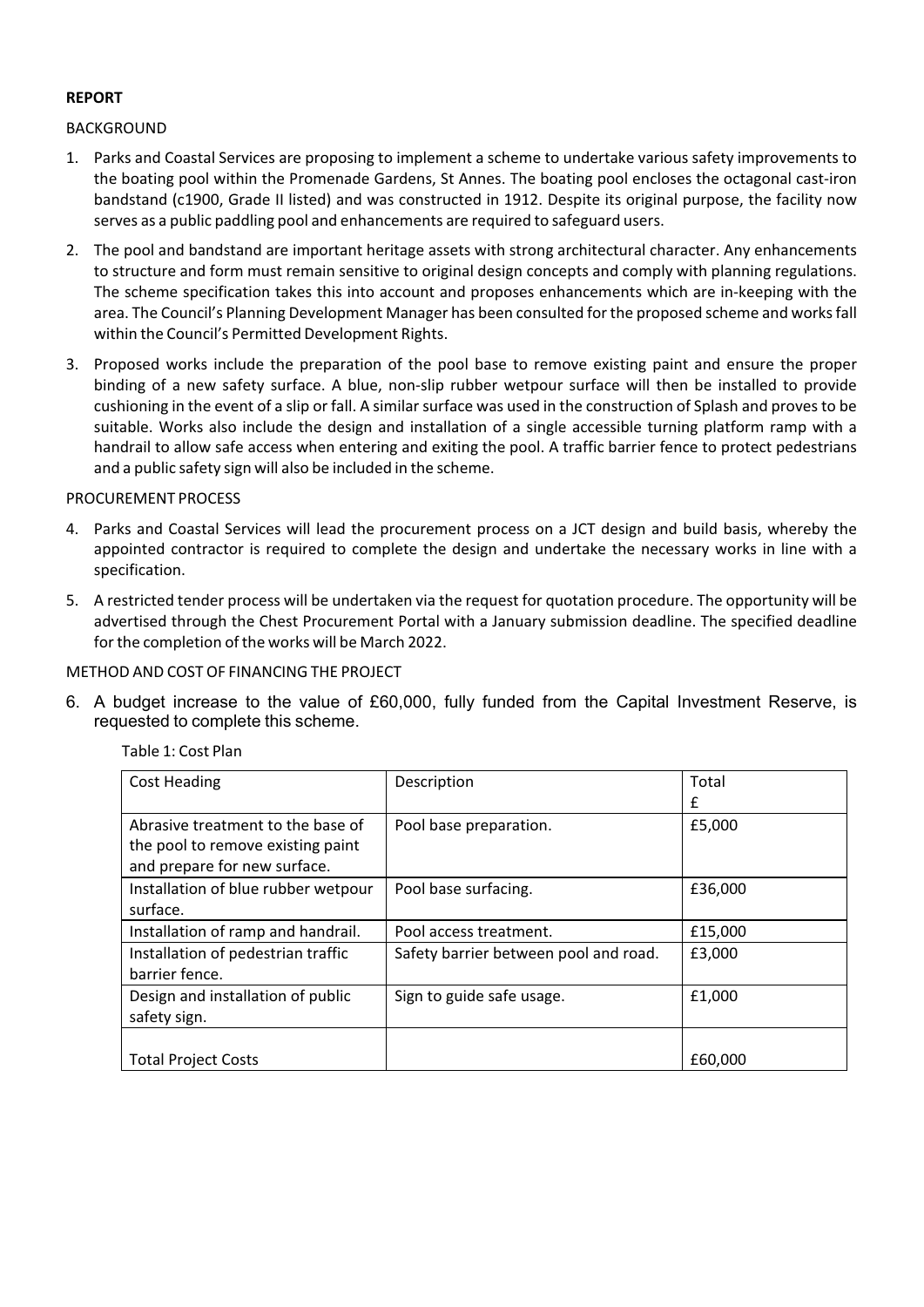**REPORT**

BACKGROUND

1. Parks and Coastal Services are proposing to implement a scheme to undertake various safety improvements to the boating pool within the Promenade Gardens, St Annes. The boating pool encloses the octagonal cast-iron bandstand (c1900, Grade II listed) and was constructed in 1912. Despite its original purpose, the facility now serves as a public paddling pool and enhancements are required to safeguard users.
2. The pool and bandstand are important heritage assets with strong architectural character. Any enhancements to structure and form must remain sensitive to original design concepts and comply with planning regulations. The scheme specification takes this into account and proposes enhancements which are in-keeping with the area. The Council's Planning Development Manager has been consulted for the proposed scheme and works fall within the Council's Permitted Development Rights.
3. Proposed works include the preparation of the pool base to remove existing paint and ensure the proper binding of a new safety surface. A blue, non-slip rubber wetpour surface will then be installed to provide cushioning in the event of a slip or fall. A similar surface was used in the construction of Splash and proves to be suitable. Works also include the design and installation of a single accessible turning platform ramp with a handrail to allow safe access when entering and exiting the pool. A traffic barrier fence to protect pedestrians and a public safety sign will also be included in the scheme.

PROCUREMENT PROCESS

4. Parks and Coastal Services will lead the procurement process on a JCT design and build basis, whereby the appointed contractor is required to complete the design and undertake the necessary works in line with a specification.
5. A restricted tender process will be undertaken via the request for quotation procedure. The opportunity will be advertised through the Chest Procurement Portal with a January submission deadline. The specified deadline for the completion of the works will be March 2022.

METHOD AND COST OF FINANCING THE PROJECT

6. A budget increase to the value of £60,000, fully funded from the Capital Investment Reserve, is requested to complete this scheme.

Table 1: Cost Plan

| Cost Heading | Description | Total £ |
|---|---|---|
| Abrasive treatment to the base of the pool to remove existing paint and prepare for new surface. | Pool base preparation. | £5,000 |
| Installation of blue rubber wetpour surface. | Pool base surfacing. | £36,000 |
| Installation of ramp and handrail. | Pool access treatment. | £15,000 |
| Installation of pedestrian traffic barrier fence. | Safety barrier between pool and road. | £3,000 |
| Design and installation of public safety sign. | Sign to guide safe usage. | £1,000 |
| Total Project Costs | | £60,000 |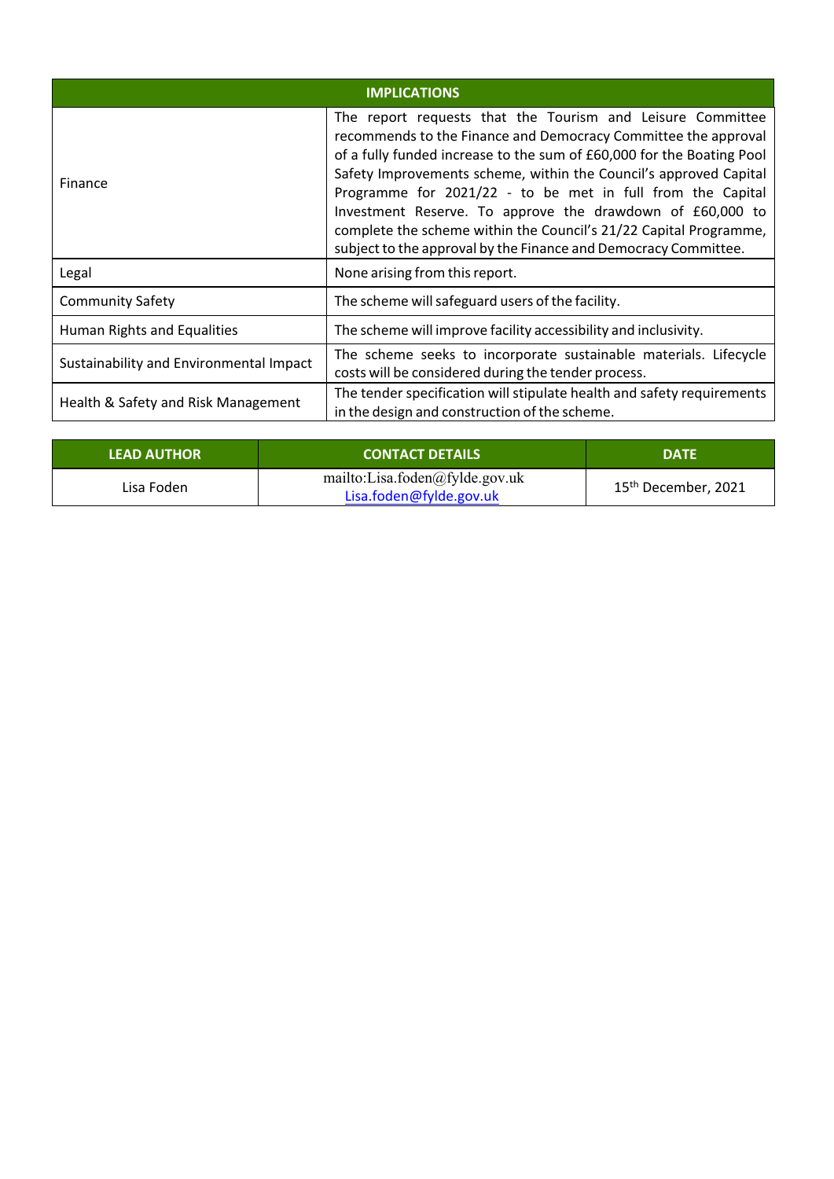| IMPLICATIONS | |
|---|---|
| Finance | The report requests that the Tourism and Leisure Committee recommends to the Finance and Democracy Committee the approval of a fully funded increase to the sum of £60,000 for the Boating Pool Safety Improvements scheme, within the Council's approved Capital Programme for 2021/22 - to be met in full from the Capital Investment Reserve. To approve the drawdown of £60,000 to complete the scheme within the Council's 21/22 Capital Programme, subject to the approval by the Finance and Democracy Committee. |
| Legal | None arising from this report. |
| Community Safety | The scheme will safeguard users of the facility. |
| Human Rights and Equalities | The scheme will improve facility accessibility and inclusivity. |
| Sustainability and Environmental Impact | The scheme seeks to incorporate sustainable materials. Lifecycle costs will be considered during the tender process. |
| Health & Safety and Risk Management | The tender specification will stipulate health and safety requirements in the design and construction of the scheme. |

| LEAD AUTHOR | CONTACT DETAILS | DATE |
|---|---|---|
| Lisa Foden | mailto:Lisa.foden@fylde.gov.uk Lisa.foden@fylde.gov.uk | 15th December, 2021 |